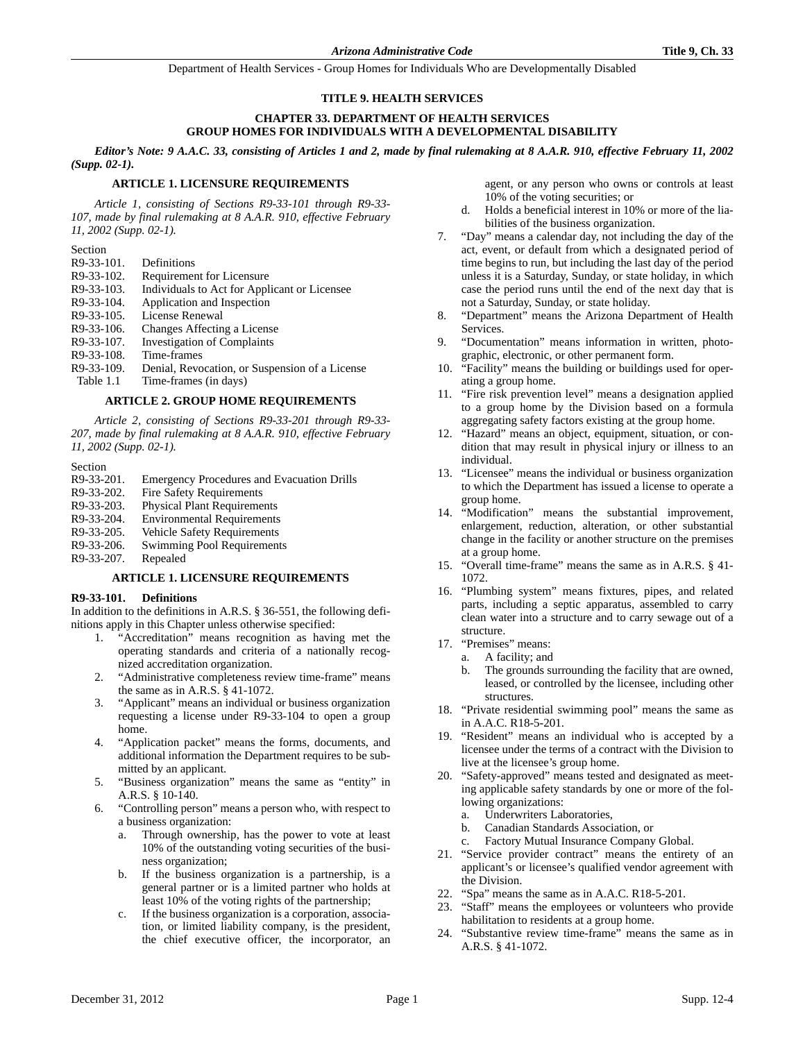# TITLE 9. HEALTH SERVICES

## CHAPTER 33. DEPARTMENT OF HEALTH SERVICES GROUP HOMES FOR INDIVIDUALS WITH A DEVELOPMENTAL DISABILITY

***Editor's Note: 9 A.A.C. 33, consisting of Articles 1 and 2, made by final rulemaking at 8 A.A.R. 910, effective February 11, 2002 (Supp. 02-1).***

### ARTICLE 1. LICENSURE REQUIREMENTS

*Article 1, consisting of Sections R9-33-101 through R9-33-107, made by final rulemaking at 8 A.A.R. 910, effective February 11, 2002 (Supp. 02-1).*

Section

| | |
|---|---|
| R9-33-101. | Definitions |
| R9-33-102. | Requirement for Licensure |
| R9-33-103. | Individuals to Act for Applicant or Licensee |
| R9-33-104. | Application and Inspection |
| R9-33-105. | License Renewal |
| R9-33-106. | Changes Affecting a License |
| R9-33-107. | Investigation of Complaints |
| R9-33-108. | Time-frames |
| R9-33-109. | Denial, Revocation, or Suspension of a License |
| Table 1.1 | Time-frames (in days) |

### ARTICLE 2. GROUP HOME REQUIREMENTS

*Article 2, consisting of Sections R9-33-201 through R9-33-207, made by final rulemaking at 8 A.A.R. 910, effective February 11, 2002 (Supp. 02-1).*

Section

| | |
|---|---|
| R9-33-201. | Emergency Procedures and Evacuation Drills |
| R9-33-202. | Fire Safety Requirements |
| R9-33-203. | Physical Plant Requirements |
| R9-33-204. | Environmental Requirements |
| R9-33-205. | Vehicle Safety Requirements |
| R9-33-206. | Swimming Pool Requirements |
| R9-33-207. | Repealed |

### ARTICLE 1. LICENSURE REQUIREMENTS

**R9-33-101. Definitions**

In addition to the definitions in A.R.S. § 36-551, the following definitions apply in this Chapter unless otherwise specified:

1. "Accreditation" means recognition as having met the operating standards and criteria of a nationally recognized accreditation organization.
2. "Administrative completeness review time-frame" means the same as in A.R.S. § 41-1072.
3. "Applicant" means an individual or business organization requesting a license under R9-33-104 to open a group home.
4. "Application packet" means the forms, documents, and additional information the Department requires to be submitted by an applicant.
5. "Business organization" means the same as "entity" in A.R.S. § 10-140.
6. "Controlling person" means a person who, with respect to a business organization:
   a. Through ownership, has the power to vote at least 10% of the outstanding voting securities of the business organization;
   b. If the business organization is a partnership, is a general partner or is a limited partner who holds at least 10% of the voting rights of the partnership;
   c. If the business organization is a corporation, association, or limited liability company, is the president, the chief executive officer, the incorporator, an agent, or any person who owns or controls at least 10% of the voting securities; or
   d. Holds a beneficial interest in 10% or more of the liabilities of the business organization.
7. "Day" means a calendar day, not including the day of the act, event, or default from which a designated period of time begins to run, but including the last day of the period unless it is a Saturday, Sunday, or state holiday, in which case the period runs until the end of the next day that is not a Saturday, Sunday, or state holiday.
8. "Department" means the Arizona Department of Health Services.
9. "Documentation" means information in written, photographic, electronic, or other permanent form.
10. "Facility" means the building or buildings used for operating a group home.
11. "Fire risk prevention level" means a designation applied to a group home by the Division based on a formula aggregating safety factors existing at the group home.
12. "Hazard" means an object, equipment, situation, or condition that may result in physical injury or illness to an individual.
13. "Licensee" means the individual or business organization to which the Department has issued a license to operate a group home.
14. "Modification" means the substantial improvement, enlargement, reduction, alteration, or other substantial change in the facility or another structure on the premises at a group home.
15. "Overall time-frame" means the same as in A.R.S. § 41-1072.
16. "Plumbing system" means fixtures, pipes, and related parts, including a septic apparatus, assembled to carry clean water into a structure and to carry sewage out of a structure.
17. "Premises" means:
   a. A facility; and
   b. The grounds surrounding the facility that are owned, leased, or controlled by the licensee, including other structures.
18. "Private residential swimming pool" means the same as in A.A.C. R18-5-201.
19. "Resident" means an individual who is accepted by a licensee under the terms of a contract with the Division to live at the licensee's group home.
20. "Safety-approved" means tested and designated as meeting applicable safety standards by one or more of the following organizations:
   a. Underwriters Laboratories,
   b. Canadian Standards Association, or
   c. Factory Mutual Insurance Company Global.
21. "Service provider contract" means the entirety of an applicant's or licensee's qualified vendor agreement with the Division.
22. "Spa" means the same as in A.A.C. R18-5-201.
23. "Staff" means the employees or volunteers who provide habilitation to residents at a group home.
24. "Substantive review time-frame" means the same as in A.R.S. § 41-1072.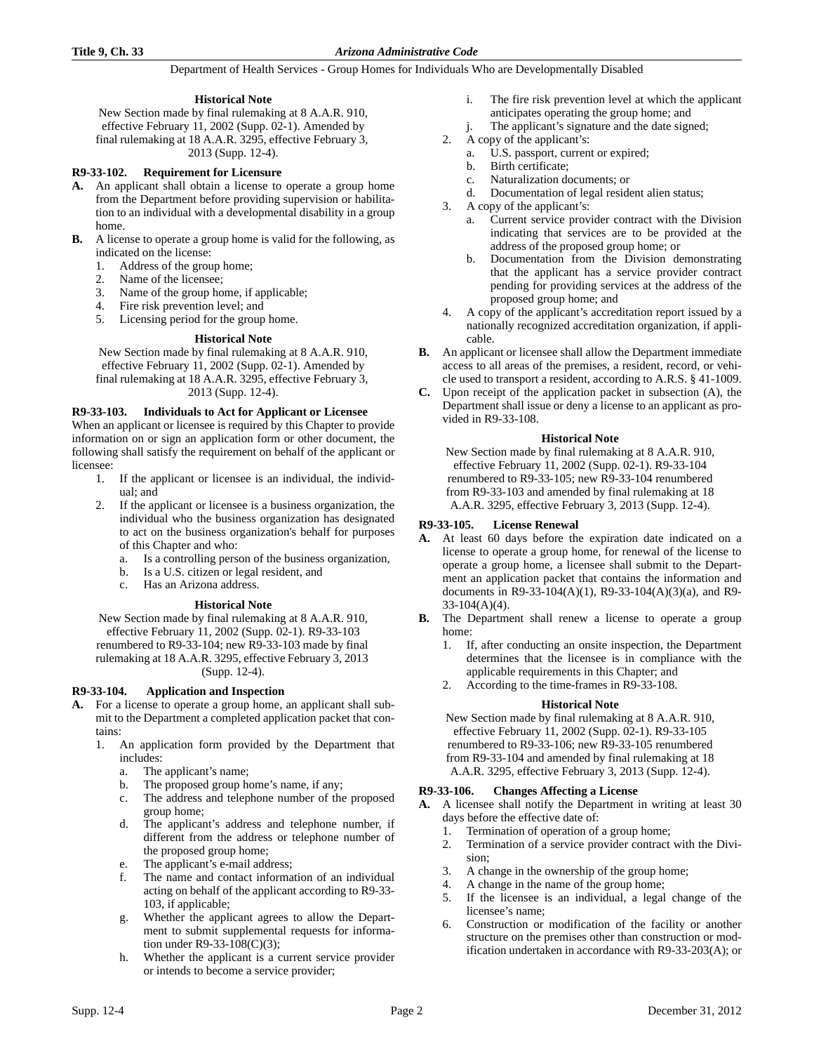**Historical Note**

New Section made by final rulemaking at 8 A.A.R. 910, effective February 11, 2002 (Supp. 02-1). Amended by final rulemaking at 18 A.A.R. 3295, effective February 3, 2013 (Supp. 12-4).

### R9-33-102. Requirement for Licensure

**A.** An applicant shall obtain a license to operate a group home from the Department before providing supervision or habilitation to an individual with a developmental disability in a group home.

**B.** A license to operate a group home is valid for the following, as indicated on the license:
1. Address of the group home;
2. Name of the licensee;
3. Name of the group home, if applicable;
4. Fire risk prevention level; and
5. Licensing period for the group home.

**Historical Note**

New Section made by final rulemaking at 8 A.A.R. 910, effective February 11, 2002 (Supp. 02-1). Amended by final rulemaking at 18 A.A.R. 3295, effective February 3, 2013 (Supp. 12-4).

### R9-33-103. Individuals to Act for Applicant or Licensee

When an applicant or licensee is required by this Chapter to provide information on or sign an application form or other document, the following shall satisfy the requirement on behalf of the applicant or licensee:
1. If the applicant or licensee is an individual, the individual; and
2. If the applicant or licensee is a business organization, the individual who the business organization has designated to act on the business organization's behalf for purposes of this Chapter and who:
   a. Is a controlling person of the business organization,
   b. Is a U.S. citizen or legal resident, and
   c. Has an Arizona address.

**Historical Note**

New Section made by final rulemaking at 8 A.A.R. 910, effective February 11, 2002 (Supp. 02-1). R9-33-103 renumbered to R9-33-104; new R9-33-103 made by final rulemaking at 18 A.A.R. 3295, effective February 3, 2013 (Supp. 12-4).

### R9-33-104. Application and Inspection

**A.** For a license to operate a group home, an applicant shall submit to the Department a completed application packet that contains:
1. An application form provided by the Department that includes:
   a. The applicant's name;
   b. The proposed group home's name, if any;
   c. The address and telephone number of the proposed group home;
   d. The applicant's address and telephone number, if different from the address or telephone number of the proposed group home;
   e. The applicant's e-mail address;
   f. The name and contact information of an individual acting on behalf of the applicant according to R9-33-103, if applicable;
   g. Whether the applicant agrees to allow the Department to submit supplemental requests for information under R9-33-108(C)(3);
   h. Whether the applicant is a current service provider or intends to become a service provider;
   i. The fire risk prevention level at which the applicant anticipates operating the group home; and
   j. The applicant's signature and the date signed;
2. A copy of the applicant's:
   a. U.S. passport, current or expired;
   b. Birth certificate;
   c. Naturalization documents; or
   d. Documentation of legal resident alien status;
3. A copy of the applicant's:
   a. Current service provider contract with the Division indicating that services are to be provided at the address of the proposed group home; or
   b. Documentation from the Division demonstrating that the applicant has a service provider contract pending for providing services at the address of the proposed group home; and
4. A copy of the applicant's accreditation report issued by a nationally recognized accreditation organization, if applicable.

**B.** An applicant or licensee shall allow the Department immediate access to all areas of the premises, a resident, record, or vehicle used to transport a resident, according to A.R.S. § 41-1009.

**C.** Upon receipt of the application packet in subsection (A), the Department shall issue or deny a license to an applicant as provided in R9-33-108.

**Historical Note**

New Section made by final rulemaking at 8 A.A.R. 910, effective February 11, 2002 (Supp. 02-1). R9-33-104 renumbered to R9-33-105; new R9-33-104 renumbered from R9-33-103 and amended by final rulemaking at 18 A.A.R. 3295, effective February 3, 2013 (Supp. 12-4).

### R9-33-105. License Renewal

**A.** At least 60 days before the expiration date indicated on a license to operate a group home, for renewal of the license to operate a group home, a licensee shall submit to the Department an application packet that contains the information and documents in R9-33-104(A)(1), R9-33-104(A)(3)(a), and R9-33-104(A)(4).

**B.** The Department shall renew a license to operate a group home:
1. If, after conducting an onsite inspection, the Department determines that the licensee is in compliance with the applicable requirements in this Chapter; and
2. According to the time-frames in R9-33-108.

**Historical Note**

New Section made by final rulemaking at 8 A.A.R. 910, effective February 11, 2002 (Supp. 02-1). R9-33-105 renumbered to R9-33-106; new R9-33-105 renumbered from R9-33-104 and amended by final rulemaking at 18 A.A.R. 3295, effective February 3, 2013 (Supp. 12-4).

### R9-33-106. Changes Affecting a License

**A.** A licensee shall notify the Department in writing at least 30 days before the effective date of:
1. Termination of operation of a group home;
2. Termination of a service provider contract with the Division;
3. A change in the ownership of the group home;
4. A change in the name of the group home;
5. If the licensee is an individual, a legal change of the licensee's name;
6. Construction or modification of the facility or another structure on the premises other than construction or modification undertaken in accordance with R9-33-203(A); or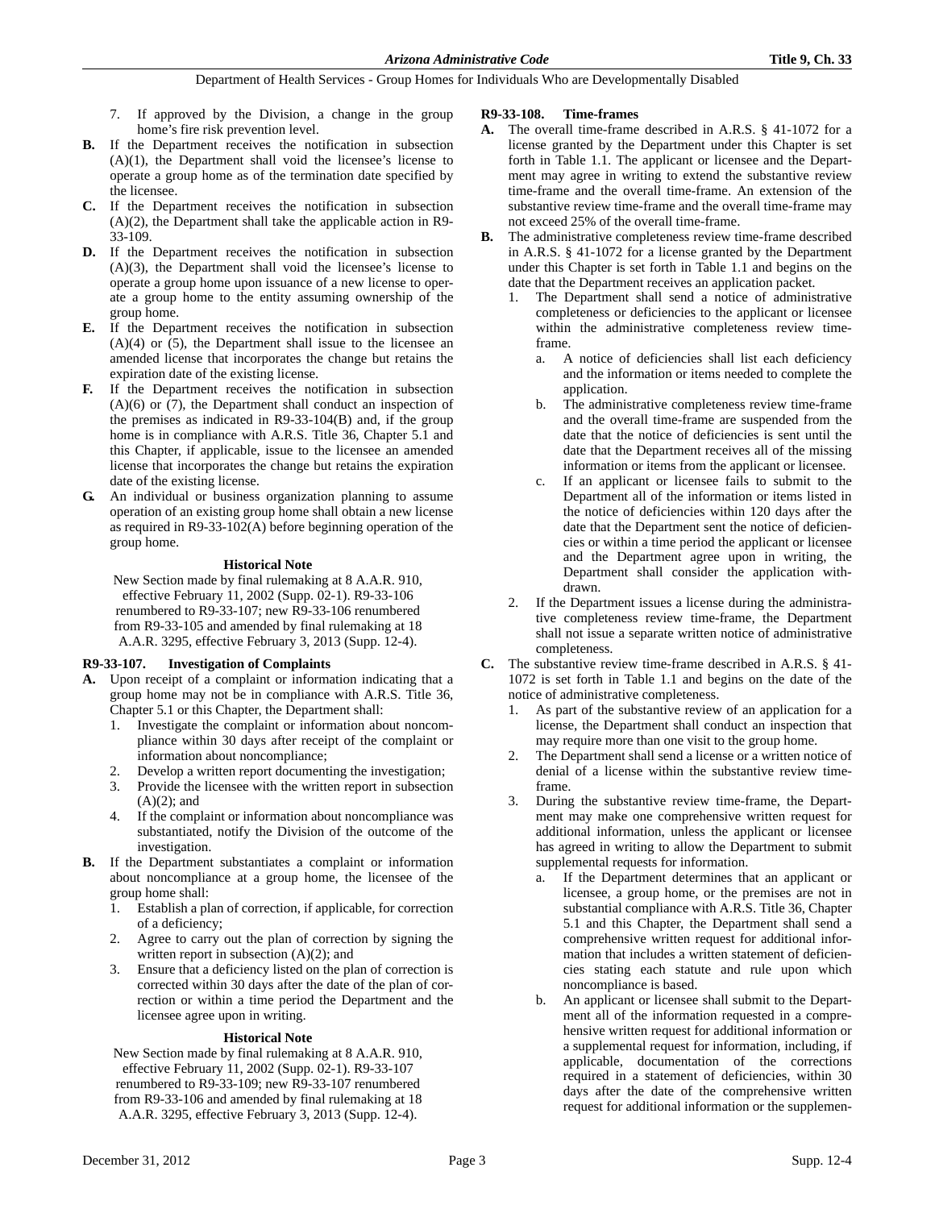7. If approved by the Division, a change in the group home's fire risk prevention level.

**B.** If the Department receives the notification in subsection (A)(1), the Department shall void the licensee's license to operate a group home as of the termination date specified by the licensee.

**C.** If the Department receives the notification in subsection (A)(2), the Department shall take the applicable action in R9-33-109.

**D.** If the Department receives the notification in subsection (A)(3), the Department shall void the licensee's license to operate a group home upon issuance of a new license to operate a group home to the entity assuming ownership of the group home.

**E.** If the Department receives the notification in subsection (A)(4) or (5), the Department shall issue to the licensee an amended license that incorporates the change but retains the expiration date of the existing license.

**F.** If the Department receives the notification in subsection (A)(6) or (7), the Department shall conduct an inspection of the premises as indicated in R9-33-104(B) and, if the group home is in compliance with A.R.S. Title 36, Chapter 5.1 and this Chapter, if applicable, issue to the licensee an amended license that incorporates the change but retains the expiration date of the existing license.

**G.** An individual or business organization planning to assume operation of an existing group home shall obtain a new license as required in R9-33-102(A) before beginning operation of the group home.

**Historical Note**

New Section made by final rulemaking at 8 A.A.R. 910, effective February 11, 2002 (Supp. 02-1). R9-33-106 renumbered to R9-33-107; new R9-33-106 renumbered from R9-33-105 and amended by final rulemaking at 18 A.A.R. 3295, effective February 3, 2013 (Supp. 12-4).

## R9-33-107. Investigation of Complaints

**A.** Upon receipt of a complaint or information indicating that a group home may not be in compliance with A.R.S. Title 36, Chapter 5.1 or this Chapter, the Department shall:
   1. Investigate the complaint or information about noncompliance within 30 days after receipt of the complaint or information about noncompliance;
   2. Develop a written report documenting the investigation;
   3. Provide the licensee with the written report in subsection (A)(2); and
   4. If the complaint or information about noncompliance was substantiated, notify the Division of the outcome of the investigation.

**B.** If the Department substantiates a complaint or information about noncompliance at a group home, the licensee of the group home shall:
   1. Establish a plan of correction, if applicable, for correction of a deficiency;
   2. Agree to carry out the plan of correction by signing the written report in subsection (A)(2); and
   3. Ensure that a deficiency listed on the plan of correction is corrected within 30 days after the date of the plan of correction or within a time period the Department and the licensee agree upon in writing.

**Historical Note**

New Section made by final rulemaking at 8 A.A.R. 910, effective February 11, 2002 (Supp. 02-1). R9-33-107 renumbered to R9-33-109; new R9-33-107 renumbered from R9-33-106 and amended by final rulemaking at 18 A.A.R. 3295, effective February 3, 2013 (Supp. 12-4).

## R9-33-108. Time-frames

**A.** The overall time-frame described in A.R.S. § 41-1072 for a license granted by the Department under this Chapter is set forth in Table 1.1. The applicant or licensee and the Department may agree in writing to extend the substantive review time-frame and the overall time-frame. An extension of the substantive review time-frame and the overall time-frame may not exceed 25% of the overall time-frame.

**B.** The administrative completeness review time-frame described in A.R.S. § 41-1072 for a license granted by the Department under this Chapter is set forth in Table 1.1 and begins on the date that the Department receives an application packet.
   1. The Department shall send a notice of administrative completeness or deficiencies to the applicant or licensee within the administrative completeness review time-frame.
      a. A notice of deficiencies shall list each deficiency and the information or items needed to complete the application.
      b. The administrative completeness review time-frame and the overall time-frame are suspended from the date that the notice of deficiencies is sent until the date that the Department receives all of the missing information or items from the applicant or licensee.
      c. If an applicant or licensee fails to submit to the Department all of the information or items listed in the notice of deficiencies within 120 days after the date that the Department sent the notice of deficiencies or within a time period the applicant or licensee and the Department agree upon in writing, the Department shall consider the application withdrawn.
   2. If the Department issues a license during the administrative completeness review time-frame, the Department shall not issue a separate written notice of administrative completeness.

**C.** The substantive review time-frame described in A.R.S. § 41-1072 is set forth in Table 1.1 and begins on the date of the notice of administrative completeness.
   1. As part of the substantive review of an application for a license, the Department shall conduct an inspection that may require more than one visit to the group home.
   2. The Department shall send a license or a written notice of denial of a license within the substantive review time-frame.
   3. During the substantive review time-frame, the Department may make one comprehensive written request for additional information, unless the applicant or licensee has agreed in writing to allow the Department to submit supplemental requests for information.
      a. If the Department determines that an applicant or licensee, a group home, or the premises are not in substantial compliance with A.R.S. Title 36, Chapter 5.1 and this Chapter, the Department shall send a comprehensive written request for additional information that includes a written statement of deficiencies stating each statute and rule upon which noncompliance is based.
      b. An applicant or licensee shall submit to the Department all of the information requested in a comprehensive written request for additional information or a supplemental request for information, including, if applicable, documentation of the corrections required in a statement of deficiencies, within 30 days after the date of the comprehensive written request for additional information or the supplemen-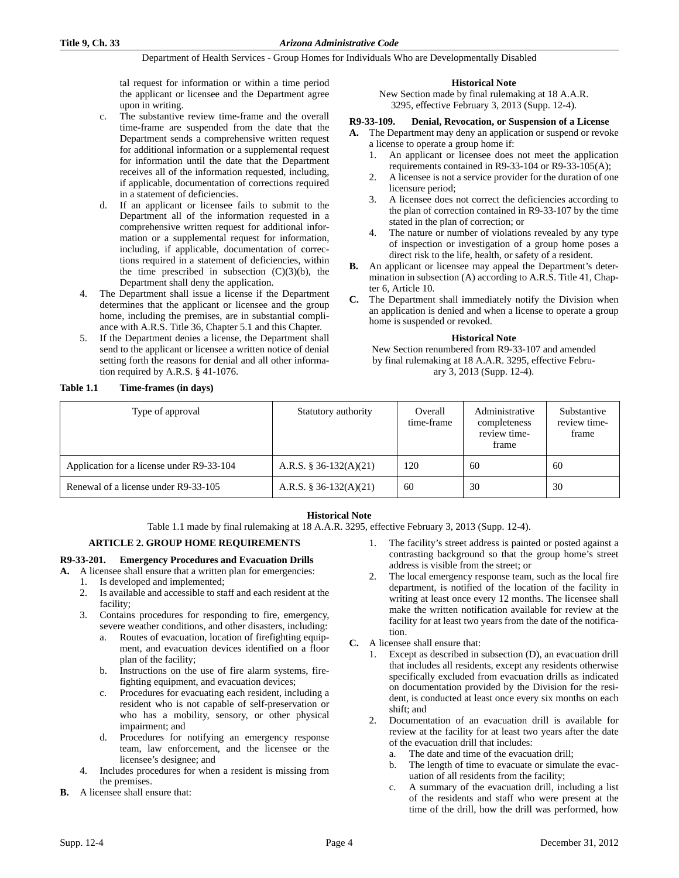tal request for information or within a time period the applicant or licensee and the Department agree upon in writing.

c. The substantive review time-frame and the overall time-frame are suspended from the date that the Department sends a comprehensive written request for additional information or a supplemental request for information until the date that the Department receives all of the information requested, including, if applicable, documentation of corrections required in a statement of deficiencies.

d. If an applicant or licensee fails to submit to the Department all of the information requested in a comprehensive written request for additional information or a supplemental request for information, including, if applicable, documentation of corrections required in a statement of deficiencies, within the time prescribed in subsection (C)(3)(b), the Department shall deny the application.

4. The Department shall issue a license if the Department determines that the applicant or licensee and the group home, including the premises, are in substantial compliance with A.R.S. Title 36, Chapter 5.1 and this Chapter.

5. If the Department denies a license, the Department shall send to the applicant or licensee a written notice of denial setting forth the reasons for denial and all other information required by A.R.S. § 41-1076.

**Historical Note**

New Section made by final rulemaking at 18 A.A.R. 3295, effective February 3, 2013 (Supp. 12-4).

**R9-33-109. Denial, Revocation, or Suspension of a License**

**A.** The Department may deny an application or suspend or revoke a license to operate a group home if:

1. An applicant or licensee does not meet the application requirements contained in R9-33-104 or R9-33-105(A);
2. A licensee is not a service provider for the duration of one licensure period;
3. A licensee does not correct the deficiencies according to the plan of correction contained in R9-33-107 by the time stated in the plan of correction; or
4. The nature or number of violations revealed by any type of inspection or investigation of a group home poses a direct risk to the life, health, or safety of a resident.

**B.** An applicant or licensee may appeal the Department's determination in subsection (A) according to A.R.S. Title 41, Chapter 6, Article 10.

**C.** The Department shall immediately notify the Division when an application is denied and when a license to operate a group home is suspended or revoked.

**Historical Note**

New Section renumbered from R9-33-107 and amended by final rulemaking at 18 A.A.R. 3295, effective February 3, 2013 (Supp. 12-4).

**Table 1.1 Time-frames (in days)**

| Type of approval | Statutory authority | Overall time-frame | Administrative completeness review time-frame | Substantive review time-frame |
|---|---|---|---|---|
| Application for a license under R9-33-104 | A.R.S. § 36-132(A)(21) | 120 | 60 | 60 |
| Renewal of a license under R9-33-105 | A.R.S. § 36-132(A)(21) | 60 | 30 | 30 |

**Historical Note**

Table 1.1 made by final rulemaking at 18 A.A.R. 3295, effective February 3, 2013 (Supp. 12-4).

## ARTICLE 2. GROUP HOME REQUIREMENTS

**R9-33-201. Emergency Procedures and Evacuation Drills**

**A.** A licensee shall ensure that a written plan for emergencies:

1. Is developed and implemented;
2. Is available and accessible to staff and each resident at the facility;
3. Contains procedures for responding to fire, emergency, severe weather conditions, and other disasters, including:
   a. Routes of evacuation, location of firefighting equipment, and evacuation devices identified on a floor plan of the facility;
   b. Instructions on the use of fire alarm systems, firefighting equipment, and evacuation devices;
   c. Procedures for evacuating each resident, including a resident who is not capable of self-preservation or who has a mobility, sensory, or other physical impairment; and
   d. Procedures for notifying an emergency response team, law enforcement, and the licensee or the licensee's designee; and
4. Includes procedures for when a resident is missing from the premises.

**B.** A licensee shall ensure that:

1. The facility's street address is painted or posted against a contrasting background so that the group home's street address is visible from the street; or
2. The local emergency response team, such as the local fire department, is notified of the location of the facility in writing at least once every 12 months. The licensee shall make the written notification available for review at the facility for at least two years from the date of the notification.

**C.** A licensee shall ensure that:

1. Except as described in subsection (D), an evacuation drill that includes all residents, except any residents otherwise specifically excluded from evacuation drills as indicated on documentation provided by the Division for the resident, is conducted at least once every six months on each shift; and
2. Documentation of an evacuation drill is available for review at the facility for at least two years after the date of the evacuation drill that includes:
   a. The date and time of the evacuation drill;
   b. The length of time to evacuate or simulate the evacuation of all residents from the facility;
   c. A summary of the evacuation drill, including a list of the residents and staff who were present at the time of the drill, how the drill was performed, how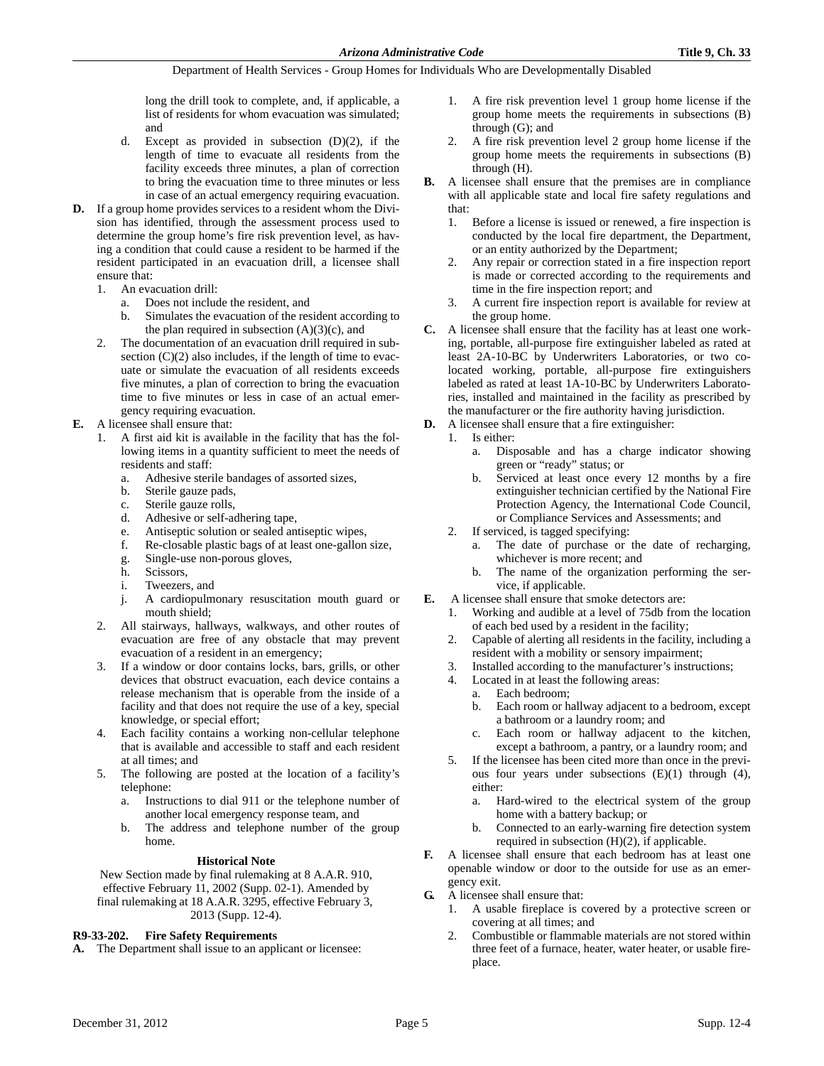long the drill took to complete, and, if applicable, a list of residents for whom evacuation was simulated; and

d. Except as provided in subsection (D)(2), if the length of time to evacuate all residents from the facility exceeds three minutes, a plan of correction to bring the evacuation time to three minutes or less in case of an actual emergency requiring evacuation.

**D.** If a group home provides services to a resident whom the Division has identified, through the assessment process used to determine the group home's fire risk prevention level, as having a condition that could cause a resident to be harmed if the resident participated in an evacuation drill, a licensee shall ensure that:

1. An evacuation drill:
   a. Does not include the resident, and
   b. Simulates the evacuation of the resident according to the plan required in subsection (A)(3)(c), and
2. The documentation of an evacuation drill required in subsection (C)(2) also includes, if the length of time to evacuate or simulate the evacuation of all residents exceeds five minutes, a plan of correction to bring the evacuation time to five minutes or less in case of an actual emergency requiring evacuation.

**E.** A licensee shall ensure that:

1. A first aid kit is available in the facility that has the following items in a quantity sufficient to meet the needs of residents and staff:
   a. Adhesive sterile bandages of assorted sizes,
   b. Sterile gauze pads,
   c. Sterile gauze rolls,
   d. Adhesive or self-adhering tape,
   e. Antiseptic solution or sealed antiseptic wipes,
   f. Re-closable plastic bags of at least one-gallon size,
   g. Single-use non-porous gloves,
   h. Scissors,
   i. Tweezers, and
   j. A cardiopulmonary resuscitation mouth guard or mouth shield;
2. All stairways, hallways, walkways, and other routes of evacuation are free of any obstacle that may prevent evacuation of a resident in an emergency;
3. If a window or door contains locks, bars, grills, or other devices that obstruct evacuation, each device contains a release mechanism that is operable from the inside of a facility and that does not require the use of a key, special knowledge, or special effort;
4. Each facility contains a working non-cellular telephone that is available and accessible to staff and each resident at all times; and
5. The following are posted at the location of a facility's telephone:
   a. Instructions to dial 911 or the telephone number of another local emergency response team, and
   b. The address and telephone number of the group home.

**Historical Note**

New Section made by final rulemaking at 8 A.A.R. 910, effective February 11, 2002 (Supp. 02-1). Amended by final rulemaking at 18 A.A.R. 3295, effective February 3, 2013 (Supp. 12-4).

### R9-33-202. Fire Safety Requirements

**A.** The Department shall issue to an applicant or licensee:

1. A fire risk prevention level 1 group home license if the group home meets the requirements in subsections (B) through (G); and
2. A fire risk prevention level 2 group home license if the group home meets the requirements in subsections (B) through (H).

**B.** A licensee shall ensure that the premises are in compliance with all applicable state and local fire safety regulations and that:

1. Before a license is issued or renewed, a fire inspection is conducted by the local fire department, the Department, or an entity authorized by the Department;
2. Any repair or correction stated in a fire inspection report is made or corrected according to the requirements and time in the fire inspection report; and
3. A current fire inspection report is available for review at the group home.

**C.** A licensee shall ensure that the facility has at least one working, portable, all-purpose fire extinguisher labeled as rated at least 2A-10-BC by Underwriters Laboratories, or two co-located working, portable, all-purpose fire extinguishers labeled as rated at least 1A-10-BC by Underwriters Laboratories, installed and maintained in the facility as prescribed by the manufacturer or the fire authority having jurisdiction.

**D.** A licensee shall ensure that a fire extinguisher:

1. Is either:
   a. Disposable and has a charge indicator showing green or "ready" status; or
   b. Serviced at least once every 12 months by a fire extinguisher technician certified by the National Fire Protection Agency, the International Code Council, or Compliance Services and Assessments; and
2. If serviced, is tagged specifying:
   a. The date of purchase or the date of recharging, whichever is more recent; and
   b. The name of the organization performing the service, if applicable.

**E.** A licensee shall ensure that smoke detectors are:

1. Working and audible at a level of 75db from the location of each bed used by a resident in the facility;
2. Capable of alerting all residents in the facility, including a resident with a mobility or sensory impairment;
3. Installed according to the manufacturer's instructions;
4. Located in at least the following areas:
   a. Each bedroom;
   b. Each room or hallway adjacent to a bedroom, except a bathroom or a laundry room; and
   c. Each room or hallway adjacent to the kitchen, except a bathroom, a pantry, or a laundry room; and
5. If the licensee has been cited more than once in the previous four years under subsections (E)(1) through (4), either:
   a. Hard-wired to the electrical system of the group home with a battery backup; or
   b. Connected to an early-warning fire detection system required in subsection (H)(2), if applicable.

**F.** A licensee shall ensure that each bedroom has at least one openable window or door to the outside for use as an emergency exit.

**G.** A licensee shall ensure that:

1. A usable fireplace is covered by a protective screen or covering at all times; and
2. Combustible or flammable materials are not stored within three feet of a furnace, heater, water heater, or usable fireplace.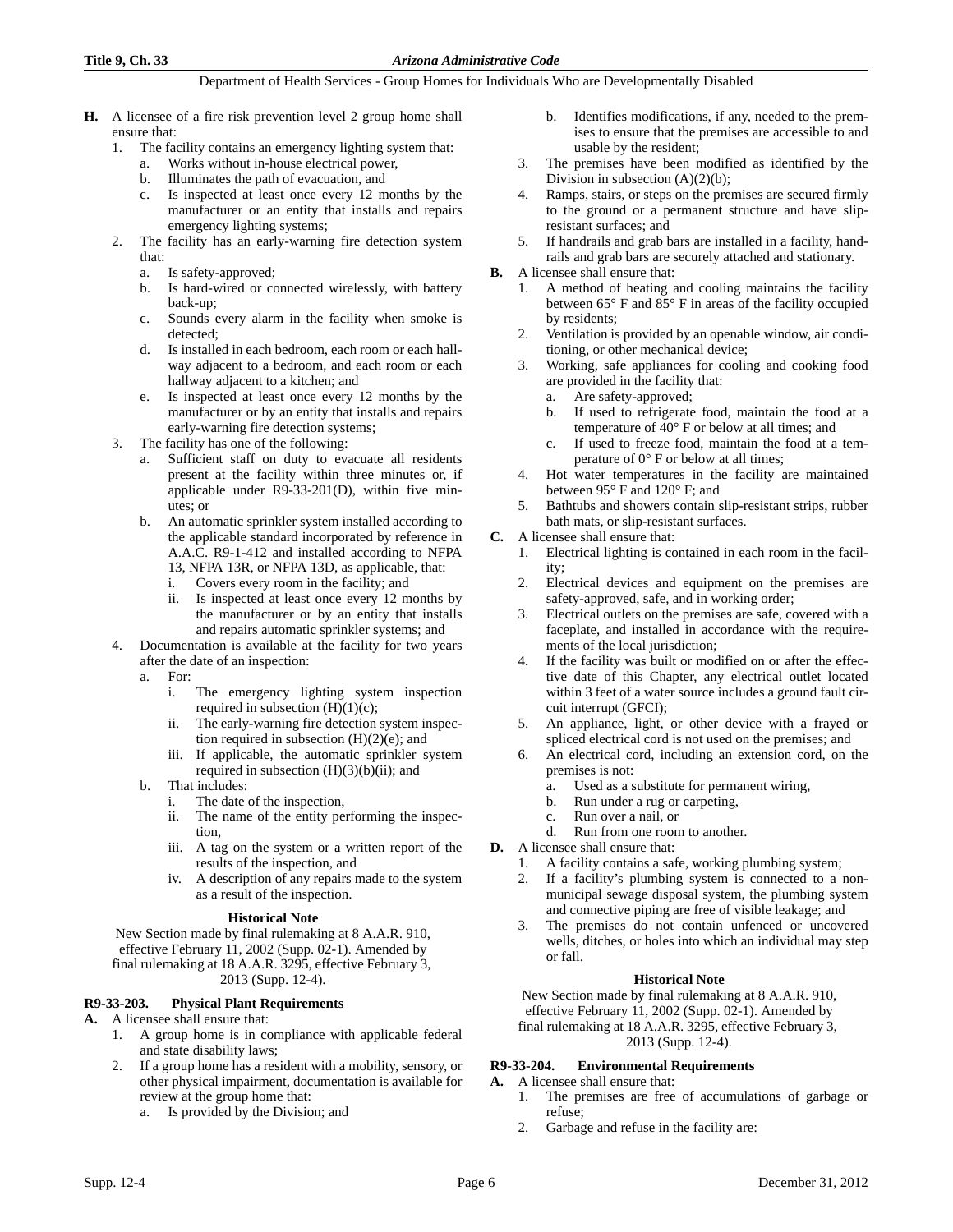**H.** A licensee of a fire risk prevention level 2 group home shall ensure that:

1. The facility contains an emergency lighting system that:
   a. Works without in-house electrical power,
   b. Illuminates the path of evacuation, and
   c. Is inspected at least once every 12 months by the manufacturer or an entity that installs and repairs emergency lighting systems;
2. The facility has an early-warning fire detection system that:
   a. Is safety-approved;
   b. Is hard-wired or connected wirelessly, with battery back-up;
   c. Sounds every alarm in the facility when smoke is detected;
   d. Is installed in each bedroom, each room or each hallway adjacent to a bedroom, and each room or each hallway adjacent to a kitchen; and
   e. Is inspected at least once every 12 months by the manufacturer or by an entity that installs and repairs early-warning fire detection systems;
3. The facility has one of the following:
   a. Sufficient staff on duty to evacuate all residents present at the facility within three minutes or, if applicable under R9-33-201(D), within five minutes; or
   b. An automatic sprinkler system installed according to the applicable standard incorporated by reference in A.A.C. R9-1-412 and installed according to NFPA 13, NFPA 13R, or NFPA 13D, as applicable, that:
      i. Covers every room in the facility; and
      ii. Is inspected at least once every 12 months by the manufacturer or by an entity that installs and repairs automatic sprinkler systems; and
4. Documentation is available at the facility for two years after the date of an inspection:
   a. For:
      i. The emergency lighting system inspection required in subsection (H)(1)(c);
      ii. The early-warning fire detection system inspection required in subsection (H)(2)(e); and
      iii. If applicable, the automatic sprinkler system required in subsection (H)(3)(b)(ii); and
   b. That includes:
      i. The date of the inspection,
      ii. The name of the entity performing the inspection,
      iii. A tag on the system or a written report of the results of the inspection, and
      iv. A description of any repairs made to the system as a result of the inspection.

**Historical Note**

New Section made by final rulemaking at 8 A.A.R. 910, effective February 11, 2002 (Supp. 02-1). Amended by final rulemaking at 18 A.A.R. 3295, effective February 3, 2013 (Supp. 12-4).

### R9-33-203. Physical Plant Requirements

**A.** A licensee shall ensure that:

1. A group home is in compliance with applicable federal and state disability laws;
2. If a group home has a resident with a mobility, sensory, or other physical impairment, documentation is available for review at the group home that:
   a. Is provided by the Division; and
   b. Identifies modifications, if any, needed to the premises to ensure that the premises are accessible to and usable by the resident;
3. The premises have been modified as identified by the Division in subsection (A)(2)(b);
4. Ramps, stairs, or steps on the premises are secured firmly to the ground or a permanent structure and have slip-resistant surfaces; and
5. If handrails and grab bars are installed in a facility, handrails and grab bars are securely attached and stationary.

**B.** A licensee shall ensure that:

1. A method of heating and cooling maintains the facility between 65° F and 85° F in areas of the facility occupied by residents;
2. Ventilation is provided by an openable window, air conditioning, or other mechanical device;
3. Working, safe appliances for cooling and cooking food are provided in the facility that:
   a. Are safety-approved;
   b. If used to refrigerate food, maintain the food at a temperature of 40° F or below at all times; and
   c. If used to freeze food, maintain the food at a temperature of 0° F or below at all times;
4. Hot water temperatures in the facility are maintained between 95° F and 120° F; and
5. Bathtubs and showers contain slip-resistant strips, rubber bath mats, or slip-resistant surfaces.

**C.** A licensee shall ensure that:

1. Electrical lighting is contained in each room in the facility;
2. Electrical devices and equipment on the premises are safety-approved, safe, and in working order;
3. Electrical outlets on the premises are safe, covered with a faceplate, and installed in accordance with the requirements of the local jurisdiction;
4. If the facility was built or modified on or after the effective date of this Chapter, any electrical outlet located within 3 feet of a water source includes a ground fault circuit interrupt (GFCI);
5. An appliance, light, or other device with a frayed or spliced electrical cord is not used on the premises; and
6. An electrical cord, including an extension cord, on the premises is not:
   a. Used as a substitute for permanent wiring,
   b. Run under a rug or carpeting,
   c. Run over a nail, or
   d. Run from one room to another.

**D.** A licensee shall ensure that:

1. A facility contains a safe, working plumbing system;
2. If a facility's plumbing system is connected to a non-municipal sewage disposal system, the plumbing system and connective piping are free of visible leakage; and
3. The premises do not contain unfenced or uncovered wells, ditches, or holes into which an individual may step or fall.

**Historical Note**

New Section made by final rulemaking at 8 A.A.R. 910, effective February 11, 2002 (Supp. 02-1). Amended by final rulemaking at 18 A.A.R. 3295, effective February 3, 2013 (Supp. 12-4).

### R9-33-204. Environmental Requirements

**A.** A licensee shall ensure that:

1. The premises are free of accumulations of garbage or refuse;
2. Garbage and refuse in the facility are: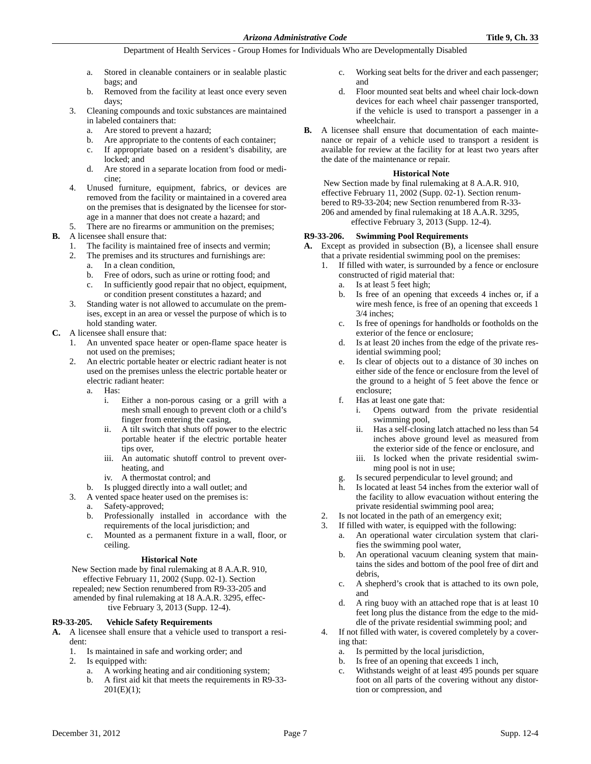a. Stored in cleanable containers or in sealable plastic bags; and
b. Removed from the facility at least once every seven days;

3. Cleaning compounds and toxic substances are maintained in labeled containers that:
   a. Are stored to prevent a hazard;
   b. Are appropriate to the contents of each container;
   c. If appropriate based on a resident's disability, are locked; and
   d. Are stored in a separate location from food or medicine;
4. Unused furniture, equipment, fabrics, or devices are removed from the facility or maintained in a covered area on the premises that is designated by the licensee for storage in a manner that does not create a hazard; and
5. There are no firearms or ammunition on the premises;

**B.** A licensee shall ensure that:
1. The facility is maintained free of insects and vermin;
2. The premises and its structures and furnishings are:
   a. In a clean condition,
   b. Free of odors, such as urine or rotting food; and
   c. In sufficiently good repair that no object, equipment, or condition present constitutes a hazard; and
3. Standing water is not allowed to accumulate on the premises, except in an area or vessel the purpose of which is to hold standing water.

**C.** A licensee shall ensure that:
1. An unvented space heater or open-flame space heater is not used on the premises;
2. An electric portable heater or electric radiant heater is not used on the premises unless the electric portable heater or electric radiant heater:
   a. Has:
      i. Either a non-porous casing or a grill with a mesh small enough to prevent cloth or a child's finger from entering the casing,
      ii. A tilt switch that shuts off power to the electric portable heater if the electric portable heater tips over,
      iii. An automatic shutoff control to prevent overheating, and
      iv. A thermostat control; and
   b. Is plugged directly into a wall outlet; and
3. A vented space heater used on the premises is:
   a. Safety-approved;
   b. Professionally installed in accordance with the requirements of the local jurisdiction; and
   c. Mounted as a permanent fixture in a wall, floor, or ceiling.

**Historical Note**

New Section made by final rulemaking at 8 A.A.R. 910, effective February 11, 2002 (Supp. 02-1). Section repealed; new Section renumbered from R9-33-205 and amended by final rulemaking at 18 A.A.R. 3295, effective February 3, 2013 (Supp. 12-4).

### R9-33-205. Vehicle Safety Requirements

**A.** A licensee shall ensure that a vehicle used to transport a resident:
1. Is maintained in safe and working order; and
2. Is equipped with:
   a. A working heating and air conditioning system;
   b. A first aid kit that meets the requirements in R9-33-201(E)(1);
   c. Working seat belts for the driver and each passenger; and
   d. Floor mounted seat belts and wheel chair lock-down devices for each wheel chair passenger transported, if the vehicle is used to transport a passenger in a wheelchair.

**B.** A licensee shall ensure that documentation of each maintenance or repair of a vehicle used to transport a resident is available for review at the facility for at least two years after the date of the maintenance or repair.

**Historical Note**

New Section made by final rulemaking at 8 A.A.R. 910, effective February 11, 2002 (Supp. 02-1). Section renumbered to R9-33-204; new Section renumbered from R-33-206 and amended by final rulemaking at 18 A.A.R. 3295, effective February 3, 2013 (Supp. 12-4).

### R9-33-206. Swimming Pool Requirements

**A.** Except as provided in subsection (B), a licensee shall ensure that a private residential swimming pool on the premises:
1. If filled with water, is surrounded by a fence or enclosure constructed of rigid material that:
   a. Is at least 5 feet high;
   b. Is free of an opening that exceeds 4 inches or, if a wire mesh fence, is free of an opening that exceeds 1 3/4 inches;
   c. Is free of openings for handholds or footholds on the exterior of the fence or enclosure;
   d. Is at least 20 inches from the edge of the private residential swimming pool;
   e. Is clear of objects out to a distance of 30 inches on either side of the fence or enclosure from the level of the ground to a height of 5 feet above the fence or enclosure;
   f. Has at least one gate that:
      i. Opens outward from the private residential swimming pool,
      ii. Has a self-closing latch attached no less than 54 inches above ground level as measured from the exterior side of the fence or enclosure, and
      iii. Is locked when the private residential swimming pool is not in use;
   g. Is secured perpendicular to level ground; and
   h. Is located at least 54 inches from the exterior wall of the facility to allow evacuation without entering the private residential swimming pool area;
2. Is not located in the path of an emergency exit;
3. If filled with water, is equipped with the following:
   a. An operational water circulation system that clarifies the swimming pool water,
   b. An operational vacuum cleaning system that maintains the sides and bottom of the pool free of dirt and debris,
   c. A shepherd's crook that is attached to its own pole, and
   d. A ring buoy with an attached rope that is at least 10 feet long plus the distance from the edge to the middle of the private residential swimming pool; and
4. If not filled with water, is covered completely by a covering that:
   a. Is permitted by the local jurisdiction,
   b. Is free of an opening that exceeds 1 inch,
   c. Withstands weight of at least 495 pounds per square foot on all parts of the covering without any distortion or compression, and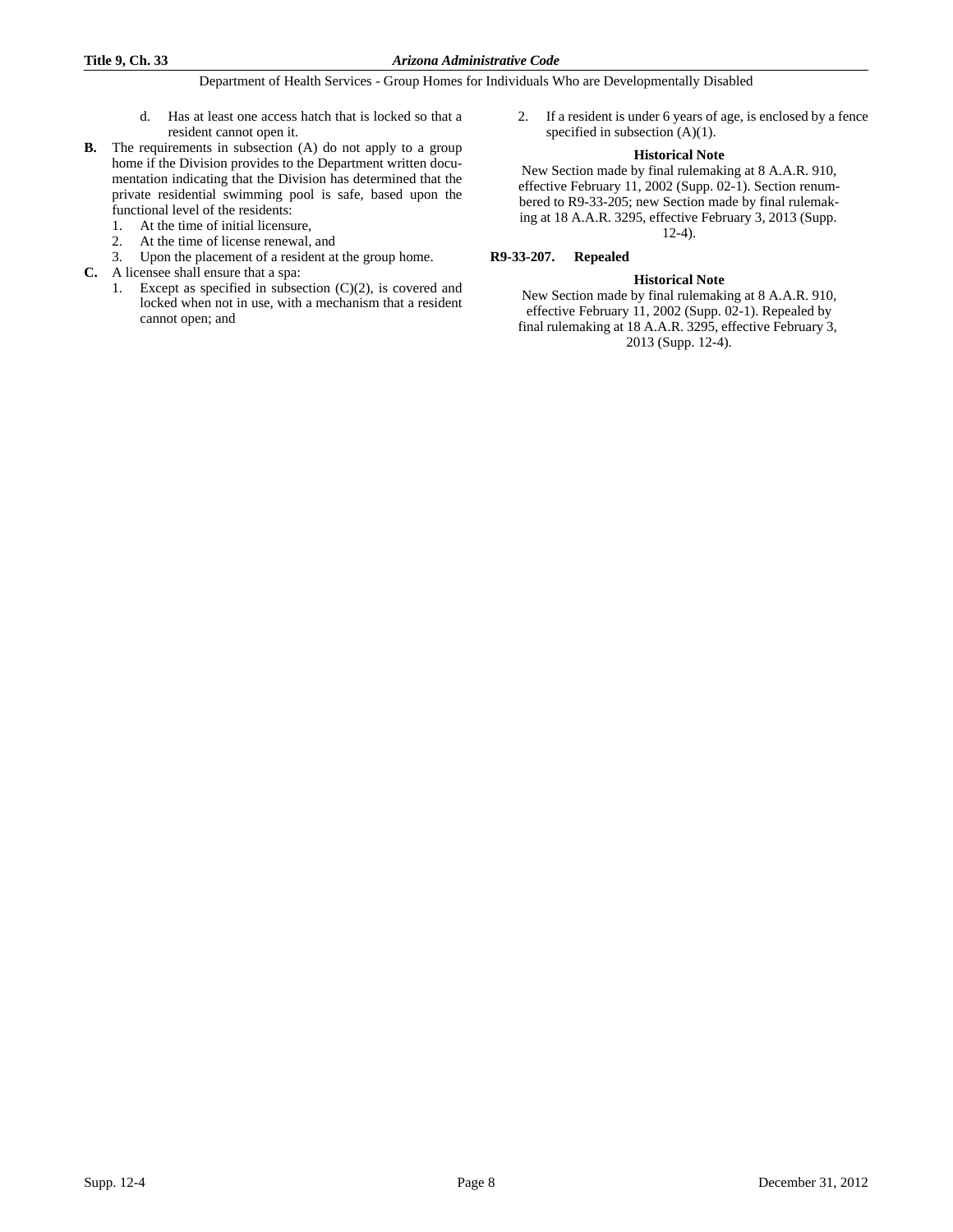d. Has at least one access hatch that is locked so that a resident cannot open it.

**B.** The requirements in subsection (A) do not apply to a group home if the Division provides to the Department written documentation indicating that the Division has determined that the private residential swimming pool is safe, based upon the functional level of the residents:

1. At the time of initial licensure,
2. At the time of license renewal, and
3. Upon the placement of a resident at the group home.

**C.** A licensee shall ensure that a spa:

1. Except as specified in subsection (C)(2), is covered and locked when not in use, with a mechanism that a resident cannot open; and
2. If a resident is under 6 years of age, is enclosed by a fence specified in subsection (A)(1).

**Historical Note**

New Section made by final rulemaking at 8 A.A.R. 910, effective February 11, 2002 (Supp. 02-1). Section renumbered to R9-33-205; new Section made by final rulemaking at 18 A.A.R. 3295, effective February 3, 2013 (Supp. 12-4).

### R9-33-207. Repealed

**Historical Note**

New Section made by final rulemaking at 8 A.A.R. 910, effective February 11, 2002 (Supp. 02-1). Repealed by final rulemaking at 18 A.A.R. 3295, effective February 3, 2013 (Supp. 12-4).